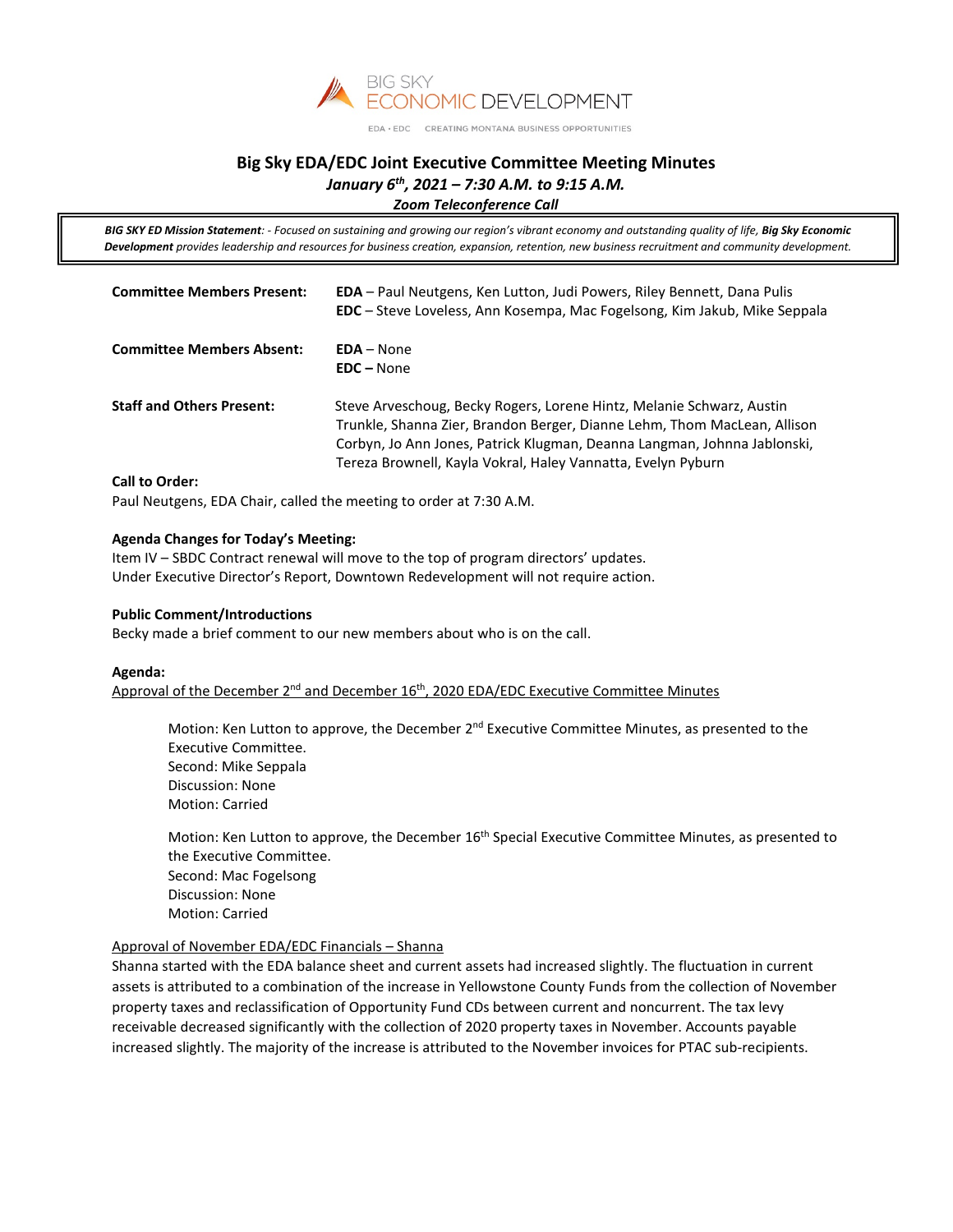BIG SKY ECONOMIC DEVELOPMENT

EDA • EDC CREATING MONTANA BUSINESS OPPORTUNITIES

# Big Sky EDA/EDC Joint Executive Committee Meeting Minutes

***January 6th, 2021 – 7:30 A.M. to 9:15 A.M.***

***Zoom Teleconference Call***

> ***BIG SKY ED Mission Statement**: - Focused on sustaining and growing our region's vibrant economy and outstanding quality of life, **Big Sky Economic Development** provides leadership and resources for business creation, expansion, retention, new business recruitment and community development.*

| | |
|---|---|
| **Committee Members Present:** | **EDA** – Paul Neutgens, Ken Lutton, Judi Powers, Riley Bennett, Dana Pulis<br>**EDC** – Steve Loveless, Ann Kosempa, Mac Fogelsong, Kim Jakub, Mike Seppala |
| **Committee Members Absent:** | **EDA** – None<br>**EDC** – None |
| **Staff and Others Present:** | Steve Arveschoug, Becky Rogers, Lorene Hintz, Melanie Schwarz, Austin Trunkle, Shanna Zier, Brandon Berger, Dianne Lehm, Thom MacLean, Allison Corbyn, Jo Ann Jones, Patrick Klugman, Deanna Langman, Johnna Jablonski, Tereza Brownell, Kayla Vokral, Haley Vannatta, Evelyn Pyburn |

**Call to Order:**

Paul Neutgens, EDA Chair, called the meeting to order at 7:30 A.M.

**Agenda Changes for Today's Meeting:**

Item IV – SBDC Contract renewal will move to the top of program directors' updates.
Under Executive Director's Report, Downtown Redevelopment will not require action.

**Public Comment/Introductions**

Becky made a brief comment to our new members about who is on the call.

**Agenda:**

<u>Approval of the December 2nd and December 16th, 2020 EDA/EDC Executive Committee Minutes</u>

> Motion: Ken Lutton to approve, the December 2nd Executive Committee Minutes, as presented to the Executive Committee.
> Second: Mike Seppala
> Discussion: None
> Motion: Carried
>
> Motion: Ken Lutton to approve, the December 16th Special Executive Committee Minutes, as presented to the Executive Committee.
> Second: Mac Fogelsong
> Discussion: None
> Motion: Carried

<u>Approval of November EDA/EDC Financials – Shanna</u>

Shanna started with the EDA balance sheet and current assets had increased slightly. The fluctuation in current assets is attributed to a combination of the increase in Yellowstone County Funds from the collection of November property taxes and reclassification of Opportunity Fund CDs between current and noncurrent. The tax levy receivable decreased significantly with the collection of 2020 property taxes in November. Accounts payable increased slightly. The majority of the increase is attributed to the November invoices for PTAC sub-recipients.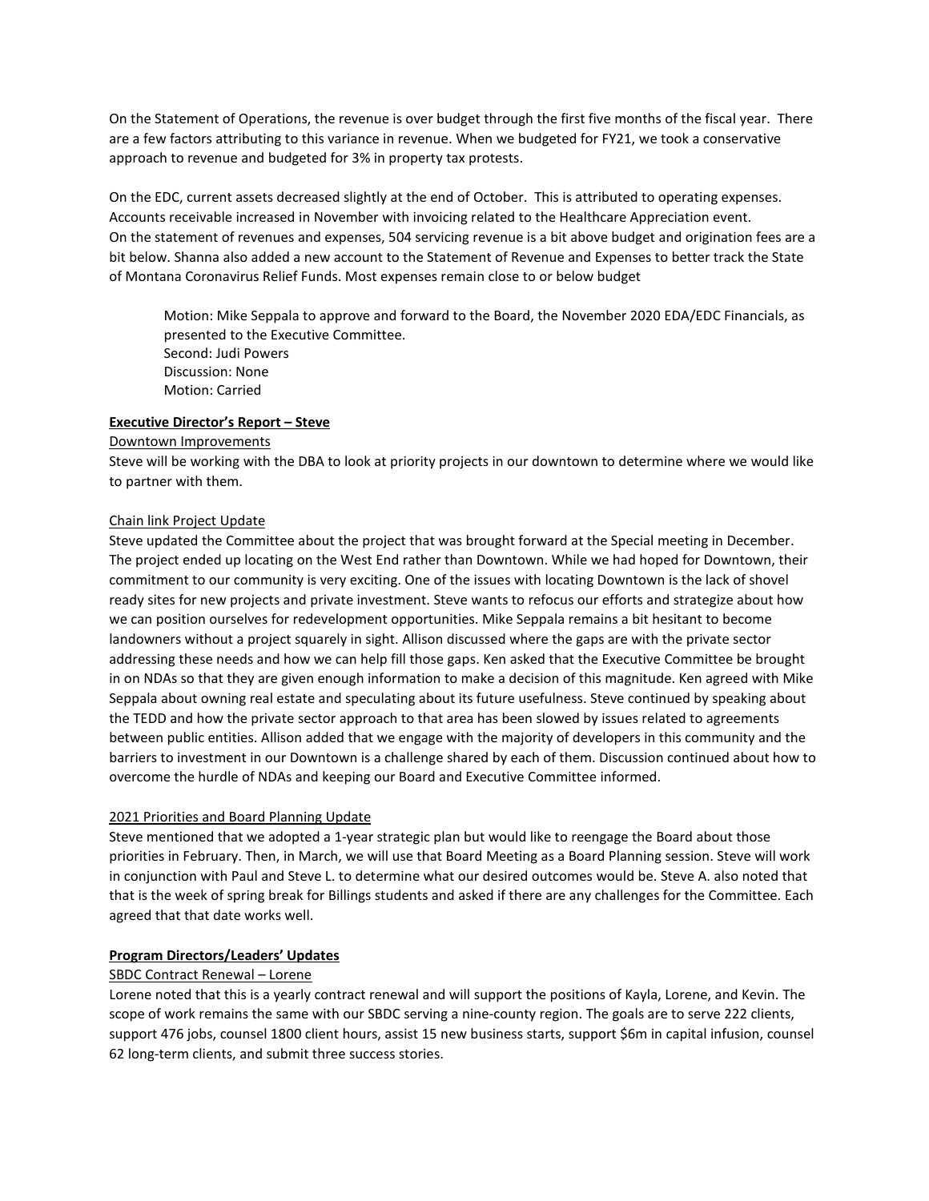On the Statement of Operations, the revenue is over budget through the first five months of the fiscal year. There are a few factors attributing to this variance in revenue. When we budgeted for FY21, we took a conservative approach to revenue and budgeted for 3% in property tax protests.

On the EDC, current assets decreased slightly at the end of October. This is attributed to operating expenses. Accounts receivable increased in November with invoicing related to the Healthcare Appreciation event. On the statement of revenues and expenses, 504 servicing revenue is a bit above budget and origination fees are a bit below. Shanna also added a new account to the Statement of Revenue and Expenses to better track the State of Montana Coronavirus Relief Funds. Most expenses remain close to or below budget

> Motion: Mike Seppala to approve and forward to the Board, the November 2020 EDA/EDC Financials, as presented to the Executive Committee.
> Second: Judi Powers
> Discussion: None
> Motion: Carried

**Executive Director's Report – Steve**

Downtown Improvements

Steve will be working with the DBA to look at priority projects in our downtown to determine where we would like to partner with them.

Chain link Project Update

Steve updated the Committee about the project that was brought forward at the Special meeting in December. The project ended up locating on the West End rather than Downtown. While we had hoped for Downtown, their commitment to our community is very exciting. One of the issues with locating Downtown is the lack of shovel ready sites for new projects and private investment. Steve wants to refocus our efforts and strategize about how we can position ourselves for redevelopment opportunities. Mike Seppala remains a bit hesitant to become landowners without a project squarely in sight. Allison discussed where the gaps are with the private sector addressing these needs and how we can help fill those gaps. Ken asked that the Executive Committee be brought in on NDAs so that they are given enough information to make a decision of this magnitude. Ken agreed with Mike Seppala about owning real estate and speculating about its future usefulness. Steve continued by speaking about the TEDD and how the private sector approach to that area has been slowed by issues related to agreements between public entities. Allison added that we engage with the majority of developers in this community and the barriers to investment in our Downtown is a challenge shared by each of them. Discussion continued about how to overcome the hurdle of NDAs and keeping our Board and Executive Committee informed.

2021 Priorities and Board Planning Update

Steve mentioned that we adopted a 1-year strategic plan but would like to reengage the Board about those priorities in February. Then, in March, we will use that Board Meeting as a Board Planning session. Steve will work in conjunction with Paul and Steve L. to determine what our desired outcomes would be. Steve A. also noted that that is the week of spring break for Billings students and asked if there are any challenges for the Committee. Each agreed that that date works well.

**Program Directors/Leaders' Updates**

SBDC Contract Renewal – Lorene

Lorene noted that this is a yearly contract renewal and will support the positions of Kayla, Lorene, and Kevin. The scope of work remains the same with our SBDC serving a nine-county region. The goals are to serve 222 clients, support 476 jobs, counsel 1800 client hours, assist 15 new business starts, support $6m in capital infusion, counsel 62 long-term clients, and submit three success stories.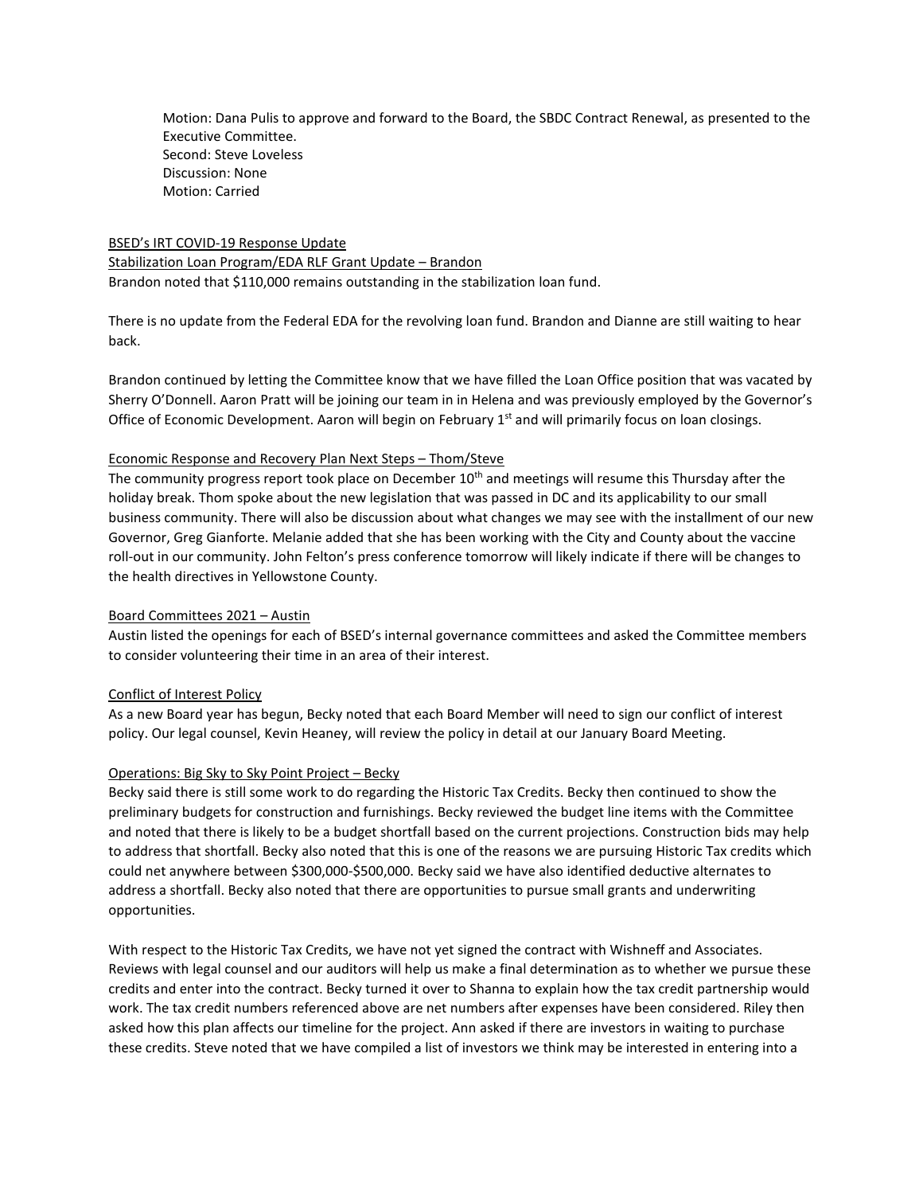Motion: Dana Pulis to approve and forward to the Board, the SBDC Contract Renewal, as presented to the Executive Committee.
Second: Steve Loveless
Discussion: None
Motion: Carried

<u>BSED's IRT COVID-19 Response Update</u>

<u>Stabilization Loan Program/EDA RLF Grant Update – Brandon</u>

Brandon noted that $110,000 remains outstanding in the stabilization loan fund.

There is no update from the Federal EDA for the revolving loan fund. Brandon and Dianne are still waiting to hear back.

Brandon continued by letting the Committee know that we have filled the Loan Office position that was vacated by Sherry O'Donnell. Aaron Pratt will be joining our team in in Helena and was previously employed by the Governor's Office of Economic Development. Aaron will begin on February 1st and will primarily focus on loan closings.

<u>Economic Response and Recovery Plan Next Steps – Thom/Steve</u>

The community progress report took place on December 10th and meetings will resume this Thursday after the holiday break. Thom spoke about the new legislation that was passed in DC and its applicability to our small business community. There will also be discussion about what changes we may see with the installment of our new Governor, Greg Gianforte. Melanie added that she has been working with the City and County about the vaccine roll-out in our community. John Felton's press conference tomorrow will likely indicate if there will be changes to the health directives in Yellowstone County.

<u>Board Committees 2021 – Austin</u>

Austin listed the openings for each of BSED's internal governance committees and asked the Committee members to consider volunteering their time in an area of their interest.

<u>Conflict of Interest Policy</u>

As a new Board year has begun, Becky noted that each Board Member will need to sign our conflict of interest policy. Our legal counsel, Kevin Heaney, will review the policy in detail at our January Board Meeting.

<u>Operations: Big Sky to Sky Point Project – Becky</u>

Becky said there is still some work to do regarding the Historic Tax Credits. Becky then continued to show the preliminary budgets for construction and furnishings. Becky reviewed the budget line items with the Committee and noted that there is likely to be a budget shortfall based on the current projections. Construction bids may help to address that shortfall. Becky also noted that this is one of the reasons we are pursuing Historic Tax credits which could net anywhere between $300,000-$500,000. Becky said we have also identified deductive alternates to address a shortfall. Becky also noted that there are opportunities to pursue small grants and underwriting opportunities.

With respect to the Historic Tax Credits, we have not yet signed the contract with Wishneff and Associates. Reviews with legal counsel and our auditors will help us make a final determination as to whether we pursue these credits and enter into the contract. Becky turned it over to Shanna to explain how the tax credit partnership would work. The tax credit numbers referenced above are net numbers after expenses have been considered. Riley then asked how this plan affects our timeline for the project. Ann asked if there are investors in waiting to purchase these credits. Steve noted that we have compiled a list of investors we think may be interested in entering into a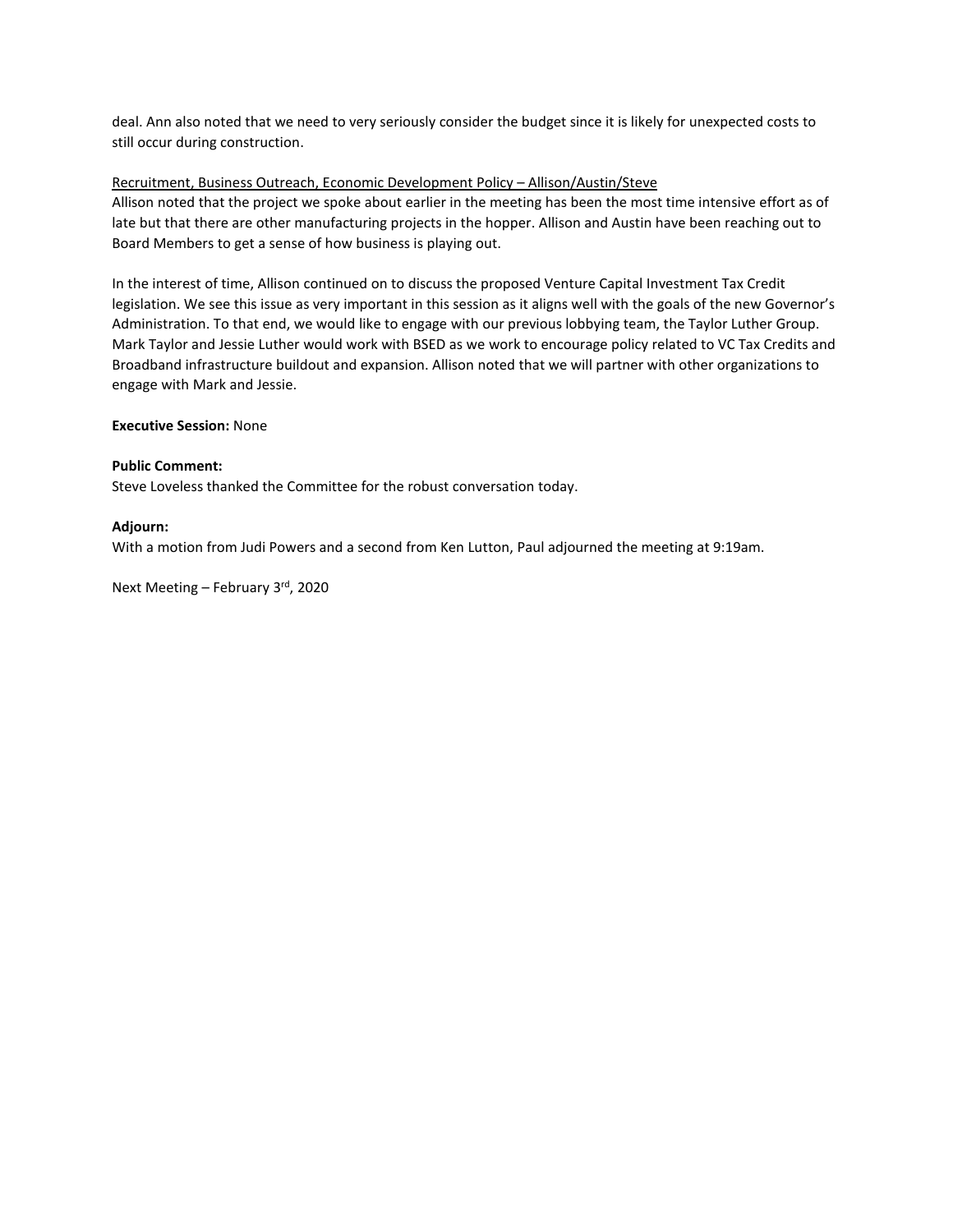deal. Ann also noted that we need to very seriously consider the budget since it is likely for unexpected costs to still occur during construction.

<u>Recruitment, Business Outreach, Economic Development Policy – Allison/Austin/Steve</u>
Allison noted that the project we spoke about earlier in the meeting has been the most time intensive effort as of late but that there are other manufacturing projects in the hopper. Allison and Austin have been reaching out to Board Members to get a sense of how business is playing out.

In the interest of time, Allison continued on to discuss the proposed Venture Capital Investment Tax Credit legislation. We see this issue as very important in this session as it aligns well with the goals of the new Governor's Administration. To that end, we would like to engage with our previous lobbying team, the Taylor Luther Group. Mark Taylor and Jessie Luther would work with BSED as we work to encourage policy related to VC Tax Credits and Broadband infrastructure buildout and expansion. Allison noted that we will partner with other organizations to engage with Mark and Jessie.

**Executive Session:** None

**Public Comment:**
Steve Loveless thanked the Committee for the robust conversation today.

**Adjourn:**
With a motion from Judi Powers and a second from Ken Lutton, Paul adjourned the meeting at 9:19am.

Next Meeting – February 3rd, 2020